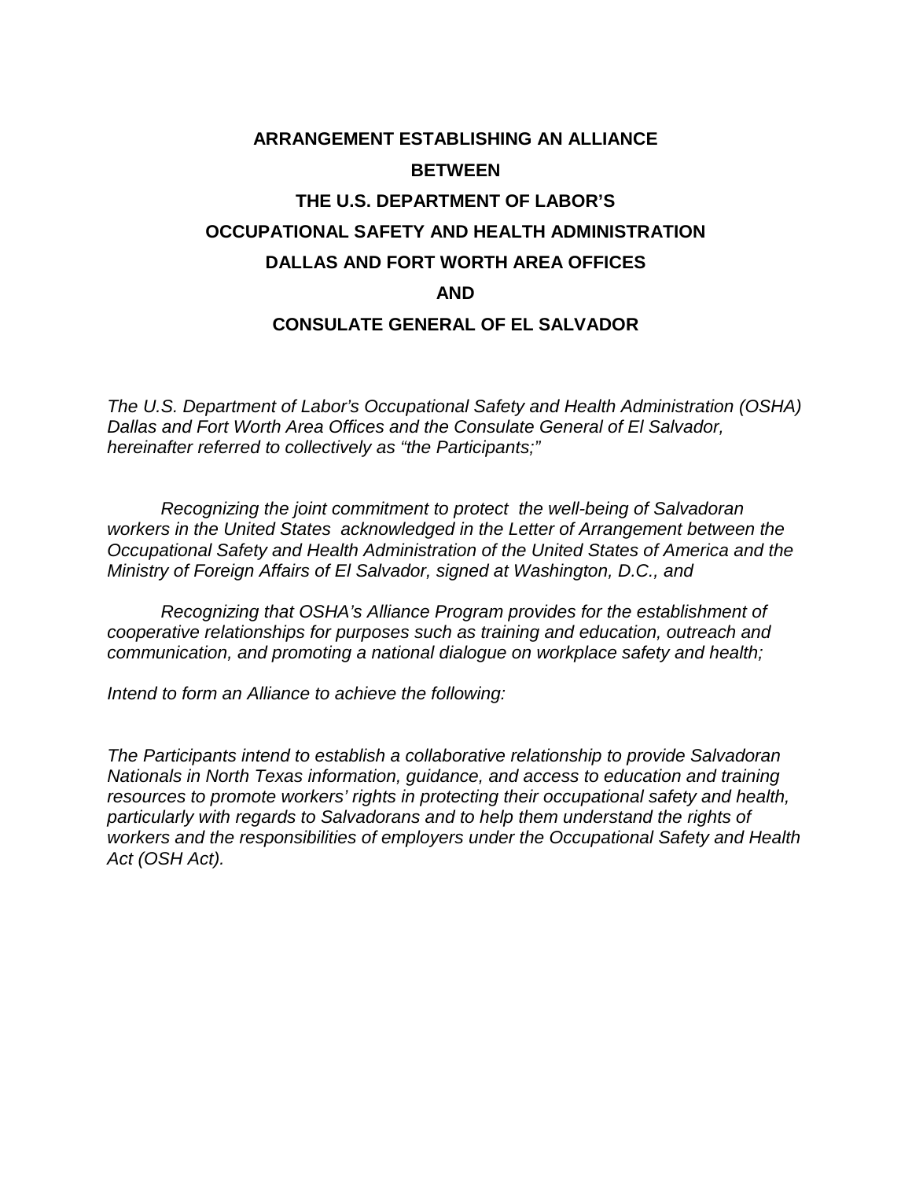# ARRANGEMENT ESTABLISHING AN ALLIANCE

# BETWEEN

# THE U.S. DEPARTMENT OF LABOR'S

# OCCUPATIONAL SAFETY AND HEALTH ADMINISTRATION

# DALLAS AND FORT WORTH AREA OFFICES

# AND

# CONSULATE GENERAL OF EL SALVADOR

*The U.S. Department of Labor's Occupational Safety and Health Administration (OSHA) Dallas and Fort Worth Area Offices and the Consulate General of El Salvador, hereinafter referred to collectively as "the Participants;"*

*Recognizing the joint commitment to protect the well-being of Salvadoran workers in the United States acknowledged in the Letter of Arrangement between the Occupational Safety and Health Administration of the United States of America and the Ministry of Foreign Affairs of El Salvador, signed at Washington, D.C., and*

*Recognizing that OSHA's Alliance Program provides for the establishment of cooperative relationships for purposes such as training and education, outreach and communication, and promoting a national dialogue on workplace safety and health;*

*Intend to form an Alliance to achieve the following:*

*The Participants intend to establish a collaborative relationship to provide Salvadoran Nationals in North Texas information, guidance, and access to education and training resources to promote workers' rights in protecting their occupational safety and health, particularly with regards to Salvadorans and to help them understand the rights of workers and the responsibilities of employers under the Occupational Safety and Health Act (OSH Act).*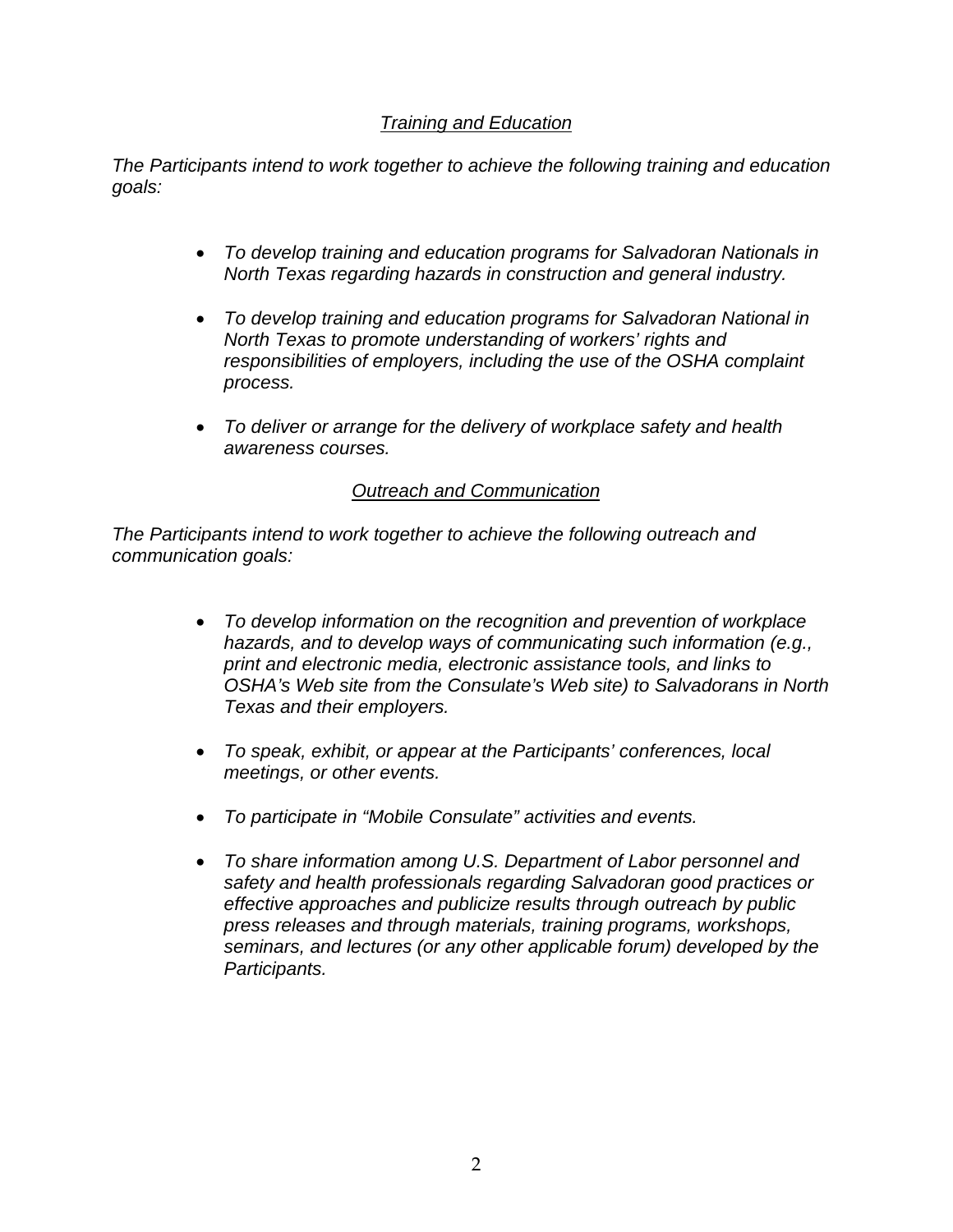### *Training and Education*

*The Participants intend to work together to achieve the following training and education goals:*

- *To develop training and education programs for Salvadoran Nationals in North Texas regarding hazards in construction and general industry.*
- *To develop training and education programs for Salvadoran National in North Texas to promote understanding of workers' rights and responsibilities of employers, including the use of the OSHA complaint process.*
- *To deliver or arrange for the delivery of workplace safety and health awareness courses.*

### *Outreach and Communication*

*The Participants intend to work together to achieve the following outreach and communication goals:*

- *To develop information on the recognition and prevention of workplace hazards, and to develop ways of communicating such information (e.g., print and electronic media, electronic assistance tools, and links to OSHA's Web site from the Consulate's Web site) to Salvadorans in North Texas and their employers.*
- *To speak, exhibit, or appear at the Participants' conferences, local meetings, or other events.*
- *To participate in "Mobile Consulate" activities and events.*
- *To share information among U.S. Department of Labor personnel and safety and health professionals regarding Salvadoran good practices or effective approaches and publicize results through outreach by public press releases and through materials, training programs, workshops, seminars, and lectures (or any other applicable forum) developed by the Participants.*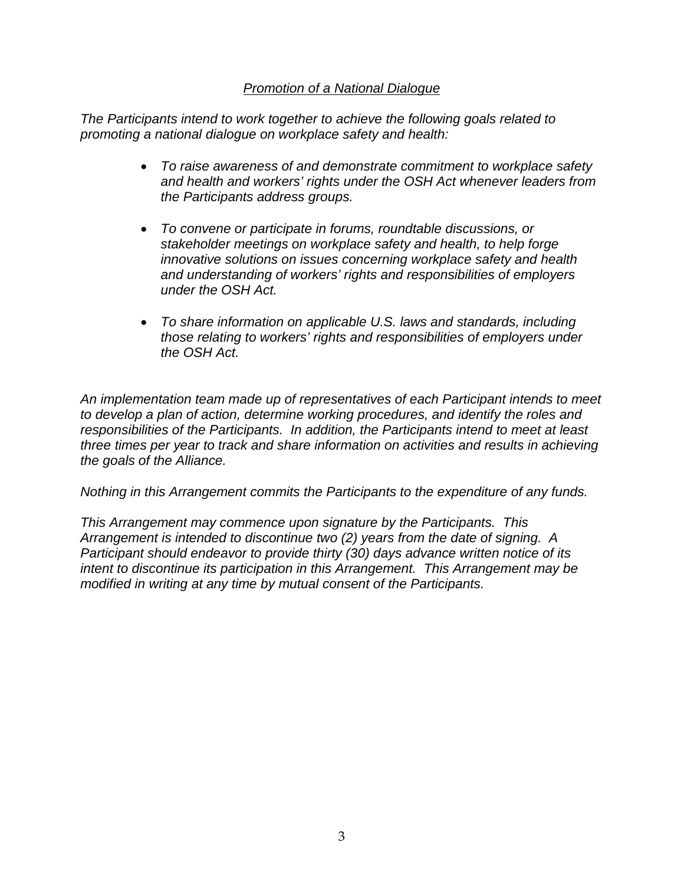*<u>Promotion of a National Dialogue</u>*

*The Participants intend to work together to achieve the following goals related to promoting a national dialogue on workplace safety and health:*

- *To raise awareness of and demonstrate commitment to workplace safety and health and workers' rights under the OSH Act whenever leaders from the Participants address groups.*
- *To convene or participate in forums, roundtable discussions, or stakeholder meetings on workplace safety and health, to help forge innovative solutions on issues concerning workplace safety and health and understanding of workers' rights and responsibilities of employers under the OSH Act.*
- *To share information on applicable U.S. laws and standards, including those relating to workers' rights and responsibilities of employers under the OSH Act.*

*An implementation team made up of representatives of each Participant intends to meet to develop a plan of action, determine working procedures, and identify the roles and responsibilities of the Participants. In addition, the Participants intend to meet at least three times per year to track and share information on activities and results in achieving the goals of the Alliance.*

*Nothing in this Arrangement commits the Participants to the expenditure of any funds.*

*This Arrangement may commence upon signature by the Participants. This Arrangement is intended to discontinue two (2) years from the date of signing. A Participant should endeavor to provide thirty (30) days advance written notice of its intent to discontinue its participation in this Arrangement. This Arrangement may be modified in writing at any time by mutual consent of the Participants.*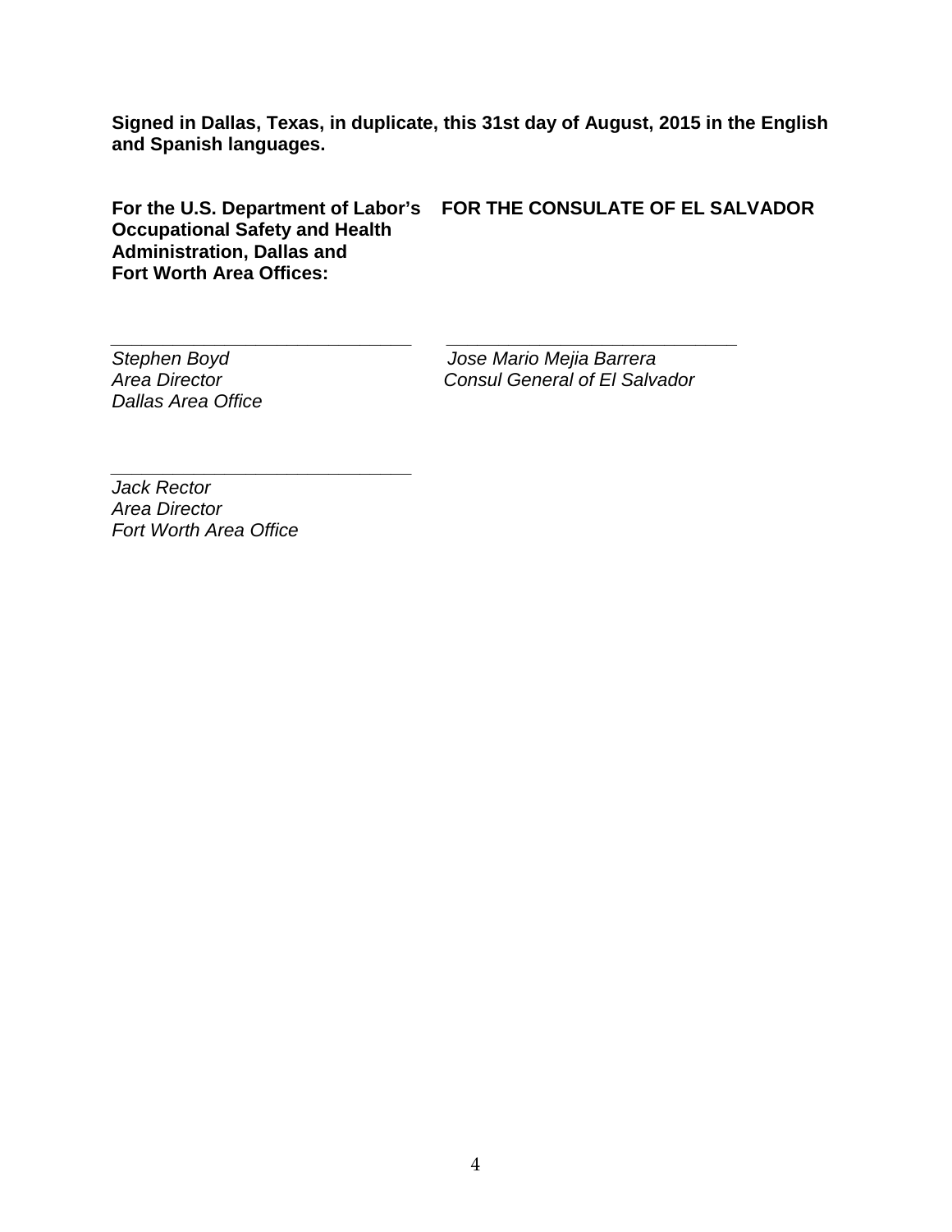**Signed in Dallas, Texas, in duplicate, this 31st day of August, 2015 in the English and Spanish languages.**

**For the U.S. Department of Labor's Occupational Safety and Health Administration, Dallas and Fort Worth Area Offices:**

______________________________

*Stephen Boyd*
*Area Director*
*Dallas Area Office*

______________________________

*Jack Rector*
*Area Director*
*Fort Worth Area Office*

**FOR THE CONSULATE OF EL SALVADOR**

______________________________

*Jose Mario Mejia Barrera*
*Consul General of El Salvador*